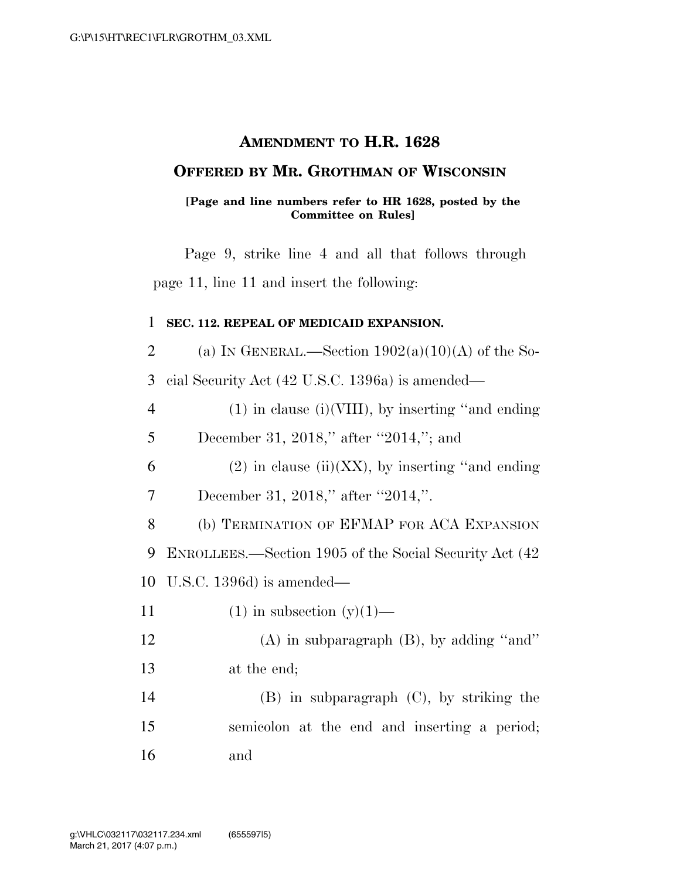# AMENDMENT TO H.R. 1628

## OFFERED BY MR. GROTHMAN OF WISCONSIN

**[Page and line numbers refer to HR 1628, posted by the Committee on Rules]**

Page 9, strike line 4 and all that follows through page 11, line 11 and insert the following:

1 **SEC. 112. REPEAL OF MEDICAID EXPANSION.**

2 (a) IN GENERAL.—Section 1902(a)(10)(A) of the So-
3 cial Security Act (42 U.S.C. 1396a) is amended—
4 (1) in clause (i)(VIII), by inserting "and ending
5 December 31, 2018," after "2014,"; and
6 (2) in clause (ii)(XX), by inserting "and ending
7 December 31, 2018," after "2014,".
8 (b) TERMINATION OF EFMAP FOR ACA EXPANSION
9 ENROLLEES.—Section 1905 of the Social Security Act (42
10 U.S.C. 1396d) is amended—
11 (1) in subsection (y)(1)—
12 (A) in subparagraph (B), by adding "and"
13 at the end;
14 (B) in subparagraph (C), by striking the
15 semicolon at the end and inserting a period;
16 and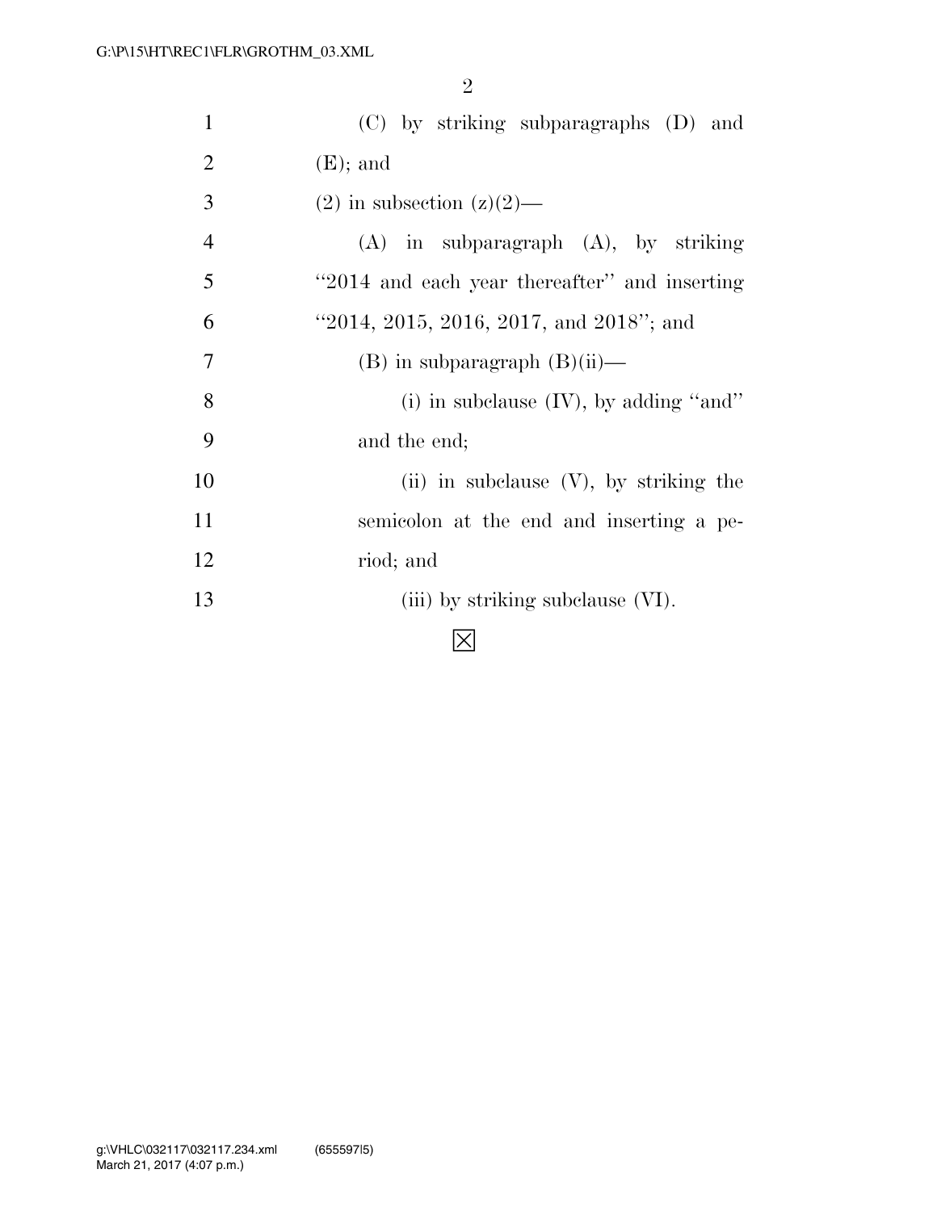(C) by striking subparagraphs (D) and (E); and

(2) in subsection (z)(2)—

(A) in subparagraph (A), by striking ''2014 and each year thereafter'' and inserting ''2014, 2015, 2016, 2017, and 2018''; and

(B) in subparagraph (B)(ii)—

(i) in subclause (IV), by adding ''and'' and the end;

(ii) in subclause (V), by striking the semicolon at the end and inserting a period; and

(iii) by striking subclause (VI).